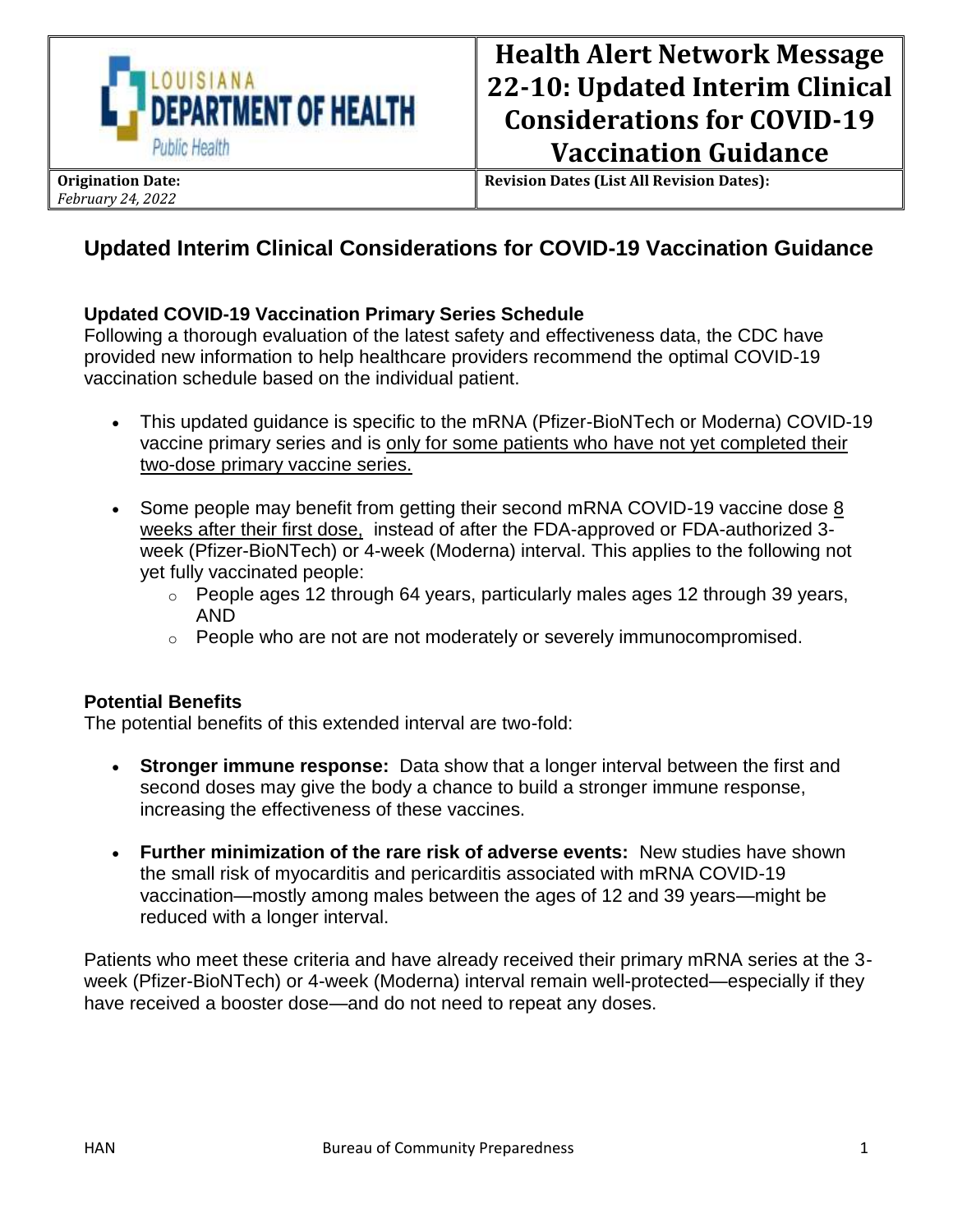| LOUISIANA DEPARTMENT OF HEALTH Public Health | Health Alert Network Message 22-10: Updated Interim Clinical Considerations for COVID-19 Vaccination Guidance |
| --- | --- |
| **Origination Date:** *February 24, 2022* | **Revision Dates (List All Revision Dates):** |

# Updated Interim Clinical Considerations for COVID-19 Vaccination Guidance

### Updated COVID-19 Vaccination Primary Series Schedule

Following a thorough evaluation of the latest safety and effectiveness data, the CDC have provided new information to help healthcare providers recommend the optimal COVID-19 vaccination schedule based on the individual patient.

- This updated guidance is specific to the mRNA (Pfizer-BioNTech or Moderna) COVID-19 vaccine primary series and is <u>only for some patients who have not yet completed their two-dose primary vaccine series.</u>
- Some people may benefit from getting their second mRNA COVID-19 vaccine dose <u>8 weeks after their first dose,</u> instead of after the FDA-approved or FDA-authorized 3-week (Pfizer-BioNTech) or 4-week (Moderna) interval. This applies to the following not yet fully vaccinated people:
  - People ages 12 through 64 years, particularly males ages 12 through 39 years, AND
  - People who are not are not moderately or severely immunocompromised.

### Potential Benefits

The potential benefits of this extended interval are two-fold:

- **Stronger immune response:** Data show that a longer interval between the first and second doses may give the body a chance to build a stronger immune response, increasing the effectiveness of these vaccines.
- **Further minimization of the rare risk of adverse events:** New studies have shown the small risk of myocarditis and pericarditis associated with mRNA COVID-19 vaccination—mostly among males between the ages of 12 and 39 years—might be reduced with a longer interval.

Patients who meet these criteria and have already received their primary mRNA series at the 3-week (Pfizer-BioNTech) or 4-week (Moderna) interval remain well-protected—especially if they have received a booster dose—and do not need to repeat any doses.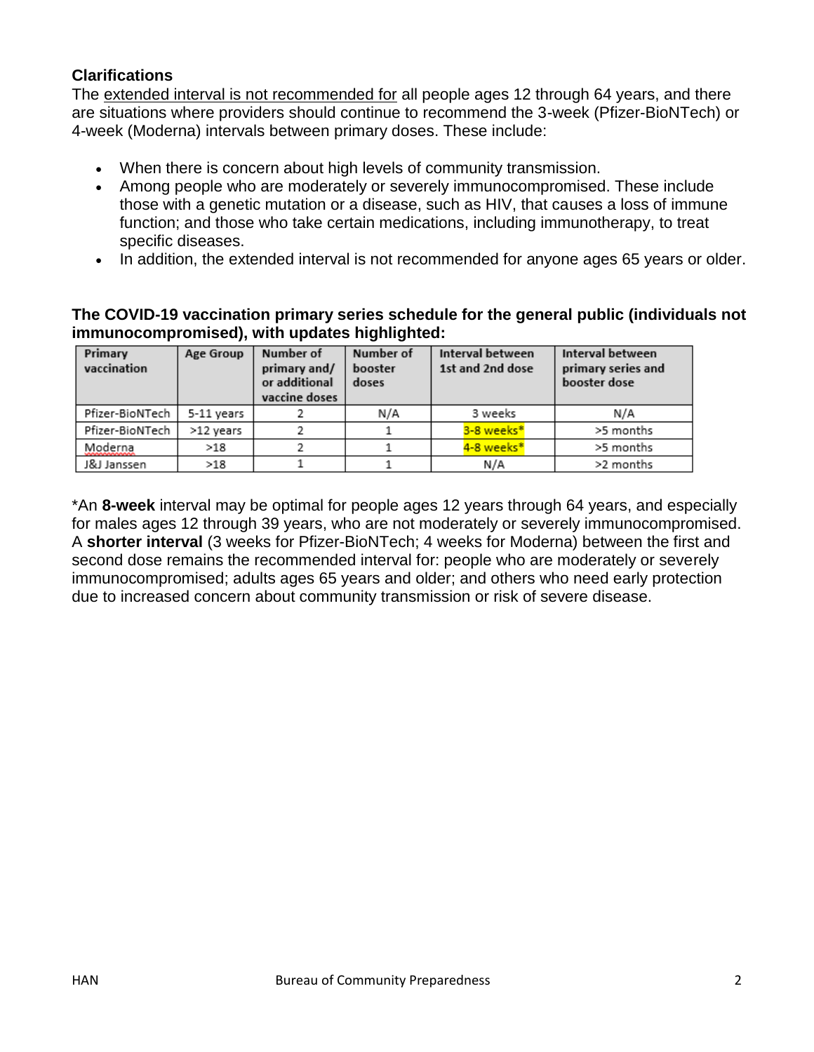**Clarifications**

The extended interval is not recommended for all people ages 12 through 64 years, and there are situations where providers should continue to recommend the 3-week (Pfizer-BioNTech) or 4-week (Moderna) intervals between primary doses. These include:

- When there is concern about high levels of community transmission.
- Among people who are moderately or severely immunocompromised. These include those with a genetic mutation or a disease, such as HIV, that causes a loss of immune function; and those who take certain medications, including immunotherapy, to treat specific diseases.
- In addition, the extended interval is not recommended for anyone ages 65 years or older.

**The COVID-19 vaccination primary series schedule for the general public (individuals not immunocompromised), with updates highlighted:**

| Primary vaccination | Age Group | Number of primary and/ or additional vaccine doses | Number of booster doses | Interval between 1st and 2nd dose | Interval between primary series and booster dose |
|---|---|---|---|---|---|
| Pfizer-BioNTech | 5-11 years | 2 | N/A | 3 weeks | N/A |
| Pfizer-BioNTech | >12 years | 2 | 1 | 3-8 weeks* | >5 months |
| Moderna | >18 | 2 | 1 | 4-8 weeks* | >5 months |
| J&J Janssen | >18 | 1 | 1 | N/A | >2 months |

*An **8-week** interval may be optimal for people ages 12 years through 64 years, and especially for males ages 12 through 39 years, who are not moderately or severely immunocompromised. A **shorter interval** (3 weeks for Pfizer-BioNTech; 4 weeks for Moderna) between the first and second dose remains the recommended interval for: people who are moderately or severely immunocompromised; adults ages 65 years and older; and others who need early protection due to increased concern about community transmission or risk of severe disease.